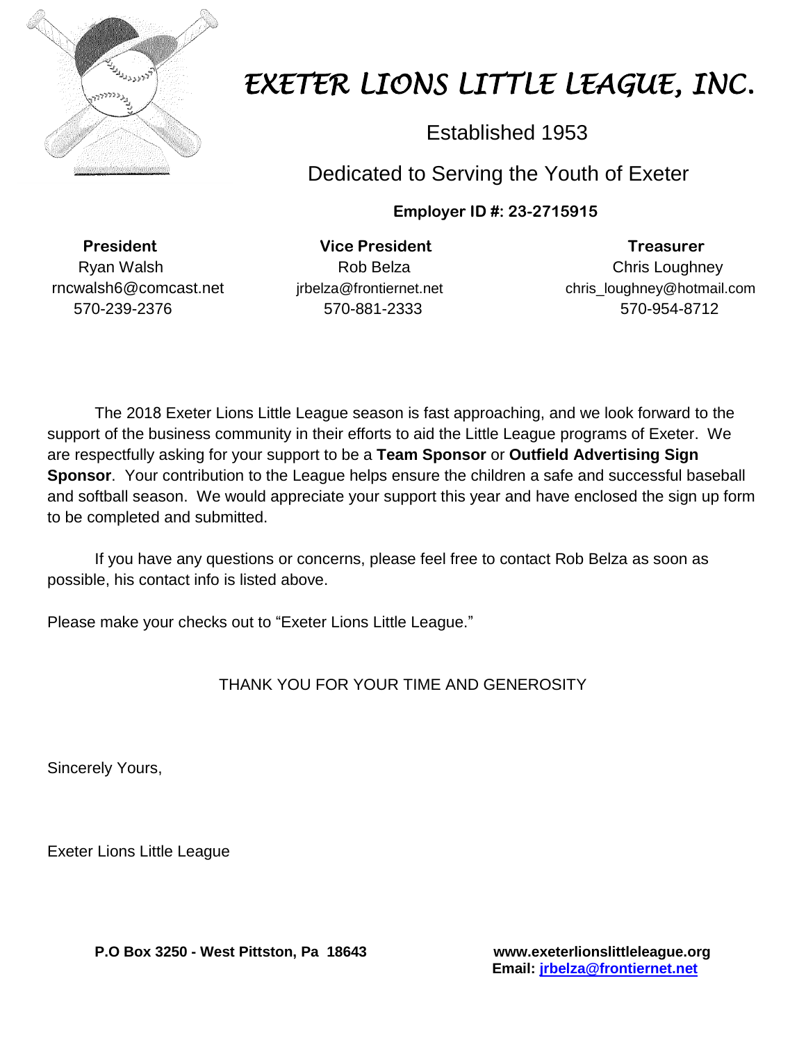# EXETER LIONS LITTLE LEAGUE, INC.

Established 1953

Dedicated to Serving the Youth of Exeter

**Employer ID #: 23-2715915**

| **President** | **Vice President** | **Treasurer** |
| --- | --- | --- |
| Ryan Walsh | Rob Belza | Chris Loughney |
| rncwalsh6@comcast.net | jrbelza@frontiernet.net | chris_loughney@hotmail.com |
| 570-239-2376 | 570-881-2333 | 570-954-8712 |

The 2018 Exeter Lions Little League season is fast approaching, and we look forward to the support of the business community in their efforts to aid the Little League programs of Exeter. We are respectfully asking for your support to be a **Team Sponsor** or **Outfield Advertising Sign Sponsor**. Your contribution to the League helps ensure the children a safe and successful baseball and softball season. We would appreciate your support this year and have enclosed the sign up form to be completed and submitted.

If you have any questions or concerns, please feel free to contact Rob Belza as soon as possible, his contact info is listed above.

Please make your checks out to "Exeter Lions Little League."

THANK YOU FOR YOUR TIME AND GENEROSITY

Sincerely Yours,

Exeter Lions Little League

**P.O Box 3250 - West Pittston, Pa 18643**

**www.exeterlionslittleleague.org**
**Email: jrbelza@frontiernet.net**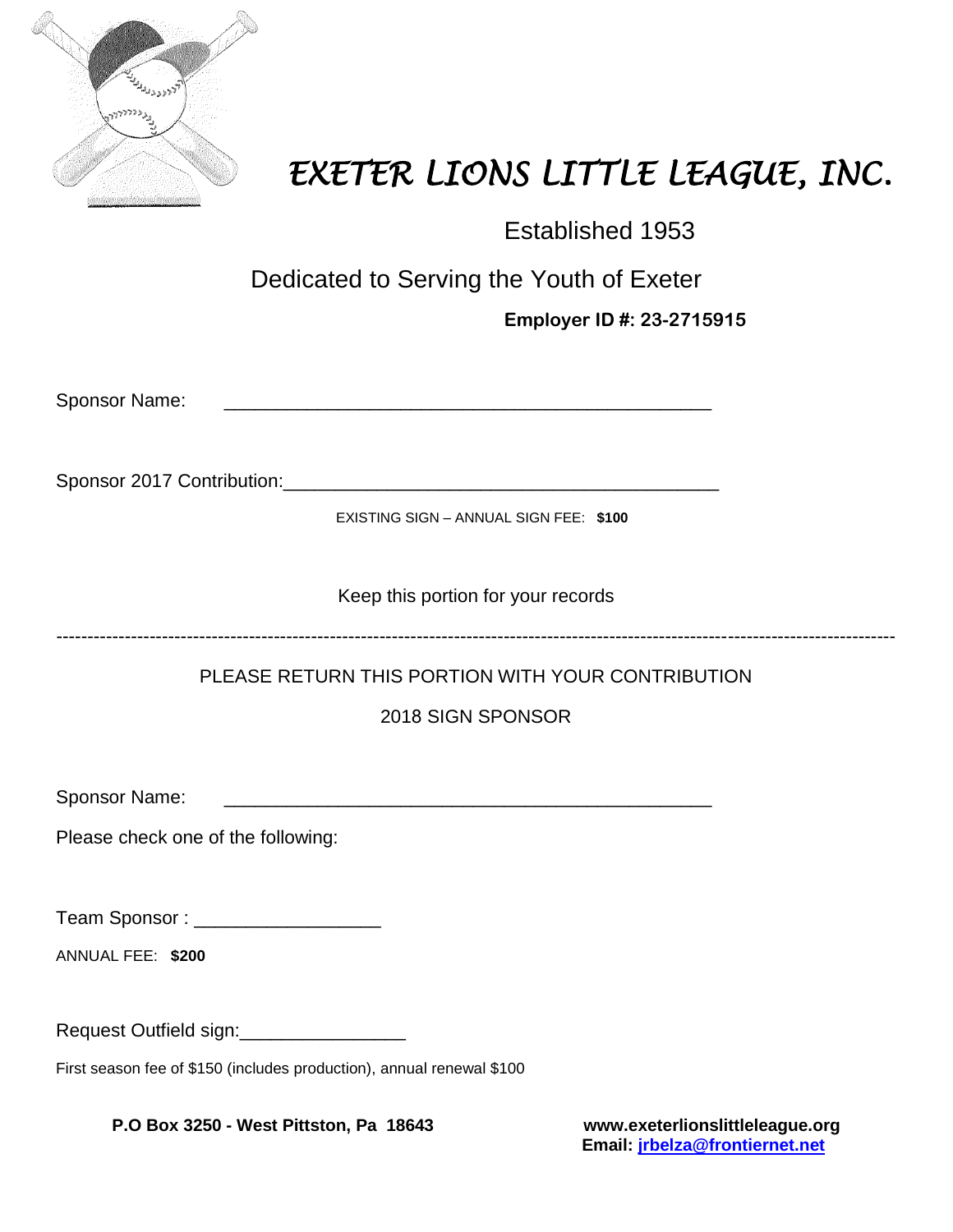# *EXETER LIONS LITTLE LEAGUE, INC.*

Established 1953

Dedicated to Serving the Youth of Exeter

**Employer ID #: 23-2715915**

Sponsor Name: _______________________________________________

Sponsor 2017 Contribution:__________________________________________

EXISTING SIGN – ANNUAL SIGN FEE: **$100**

Keep this portion for your records

---

PLEASE RETURN THIS PORTION WITH YOUR CONTRIBUTION

2018 SIGN SPONSOR

Sponsor Name: _______________________________________________

Please check one of the following:

Team Sponsor : __________________

ANNUAL FEE: **$200**

Request Outfield sign:________________

First season fee of $150 (includes production), annual renewal $100

**P.O Box 3250 - West Pittston, Pa 18643**

**www.exeterlionslittleleague.org**

**Email: jrbelza@frontiernet.net**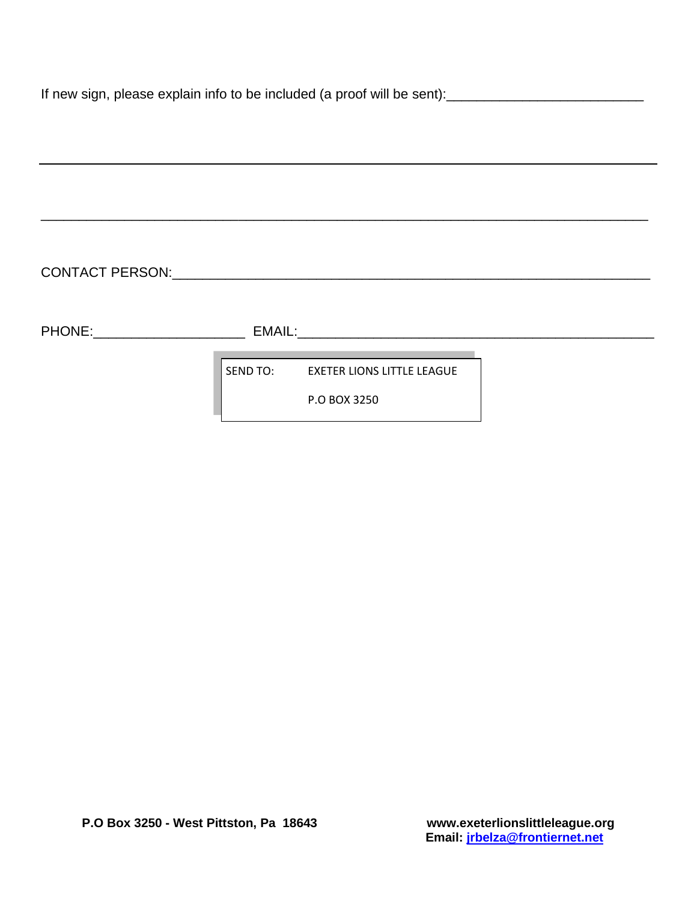If new sign, please explain info to be included (a proof will be sent):_________________________

---

_______________________________________________________________________________

CONTACT PERSON:_______________________________________________________________

PHONE:____________________ EMAIL:_____________________________________________

| | |
|---|---|
| SEND TO: | EXETER LIONS LITTLE LEAGUE |
| | P.O BOX 3250 |

**P.O Box 3250 - West Pittston, Pa 18643**

**www.exeterlionslittleleague.org**
**Email: jrbelza@frontiernet.net**